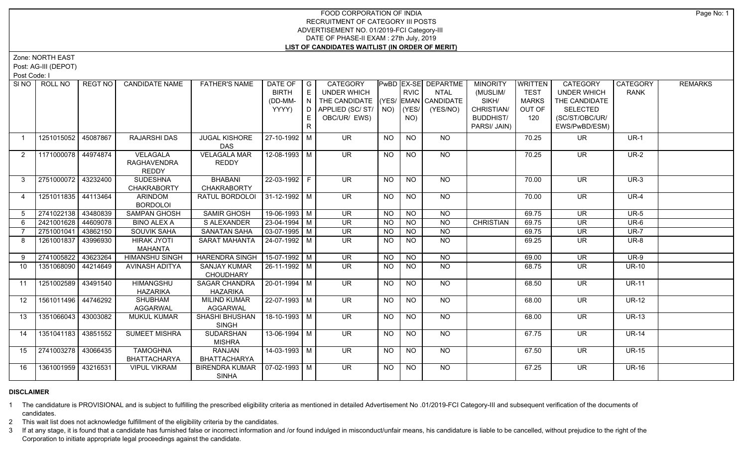# FOOD CORPORATION OF INDIA
## RECRUITMENT OF CATEGORY III POSTS
## ADVERTISEMENT NO. 01/2019-FCI Category-III
## DATE OF PHASE-II EXAM : 27th July, 2019
## LIST OF CANDIDATES WAITLIST (IN ORDER OF MERIT)

Zone: NORTH EAST
Post: AG-III (DEPOT)
Post Code: I

| Sl NO | ROLL NO | REGT NO | CANDIDATE NAME | FATHER'S NAME | DATE OF BIRTH (DD-MM-YYYY) | GENDER | CATEGORY UNDER WHICH THE CANDIDATE APPLIED (SC/ ST/ OBC/UR/ EWS) | PwBD (YES/ NO) | EX-SERVICEMAN (YES/ NO) | DEPARTMENTAL CANDIDATE (YES/NO) | MINORITY (MUSLIM/ SIKH/ CHRISTIAN/ BUDDHIST/ PARSI/ JAIN) | WRITTEN TEST MARKS OUT OF 120 | CATEGORY UNDER WHICH THE CANDIDATE SELECTED (SC/ST/OBC/UR/ EWS/PwBD/ESM) | CATEGORY RANK | REMARKS |
|---|---|---|---|---|---|---|---|---|---|---|---|---|---|---|---|
| 1 | 1251015052 | 45087867 | RAJARSHI DAS | JUGAL KISHORE DAS | 27-10-1992 | M | UR | NO | NO | NO | | 70.25 | UR | UR-1 | |
| 2 | 1171000078 | 44974874 | VELAGALA RAGHAVENDRA REDDY | VELAGALA MAR REDDY | 12-08-1993 | M | UR | NO | NO | NO | | 70.25 | UR | UR-2 | |
| 3 | 2751000072 | 43232400 | SUDESHNA CHAKRABORTY | BHABANI CHAKRABORTY | 22-03-1992 | F | UR | NO | NO | NO | | 70.00 | UR | UR-3 | |
| 4 | 1251011835 | 44113464 | ARINDOM BORDOLOI | RATUL BORDOLOI | 31-12-1992 | M | UR | NO | NO | NO | | 70.00 | UR | UR-4 | |
| 5 | 2741022138 | 43480839 | SAMPAN GHOSH | SAMIR GHOSH | 19-06-1993 | M | UR | NO | NO | NO | | 69.75 | UR | UR-5 | |
| 6 | 2421001628 | 44609078 | BINO ALEX A | S ALEXANDER | 23-04-1994 | M | UR | NO | NO | NO | CHRISTIAN | 69.75 | UR | UR-6 | |
| 7 | 2751001041 | 43862150 | SOUVIK SAHA | SANATAN SAHA | 03-07-1995 | M | UR | NO | NO | NO | | 69.75 | UR | UR-7 | |
| 8 | 1261001837 | 43996930 | HIRAK JYOTI MAHANTA | SARAT MAHANTA | 24-07-1992 | M | UR | NO | NO | NO | | 69.25 | UR | UR-8 | |
| 9 | 2741005822 | 43623264 | HIMANSHU SINGH | HARENDRA SINGH | 15-07-1992 | M | UR | NO | NO | NO | | 69.00 | UR | UR-9 | |
| 10 | 1351068090 | 44214649 | AVINASH ADITYA | SANJAY KUMAR CHOUDHARY | 26-11-1992 | M | UR | NO | NO | NO | | 68.75 | UR | UR-10 | |
| 11 | 1251002589 | 43491540 | HIMANGSHU HAZARIKA | SAGAR CHANDRA HAZARIKA | 20-01-1994 | M | UR | NO | NO | NO | | 68.50 | UR | UR-11 | |
| 12 | 1561011496 | 44746292 | SHUBHAM AGGARWAL | MILIND KUMAR AGGARWAL | 22-07-1993 | M | UR | NO | NO | NO | | 68.00 | UR | UR-12 | |
| 13 | 1351066043 | 43003082 | MUKUL KUMAR | SHASHI BHUSHAN SINGH | 18-10-1993 | M | UR | NO | NO | NO | | 68.00 | UR | UR-13 | |
| 14 | 1351041183 | 43851552 | SUMEET MISHRA | SUDARSHAN MISHRA | 13-06-1994 | M | UR | NO | NO | NO | | 67.75 | UR | UR-14 | |
| 15 | 2741003278 | 43066435 | TAMOGHNA BHATTACHARYA | RANJAN BHATTACHARYA | 14-03-1993 | M | UR | NO | NO | NO | | 67.50 | UR | UR-15 | |
| 16 | 1361001959 | 43216531 | VIPUL VIKRAM | BIRENDRA KUMAR SINHA | 07-02-1993 | M | UR | NO | NO | NO | | 67.25 | UR | UR-16 | |

**DISCLAIMER**

1 The candidature is PROVISIONAL and is subject to fulfilling the prescribed eligibility criteria as mentioned in detailed Advertisement No .01/2019-FCI Category-III and subsequent verification of the documents of candidates.

2 This wait list does not acknowledge fulfillment of the eligibility criteria by the candidates.

3 If at any stage, it is found that a candidate has furnished false or incorrect information and /or found indulged in misconduct/unfair means, his candidature is liable to be cancelled, without prejudice to the right of the Corporation to initiate appropriate legal proceedings against the candidate.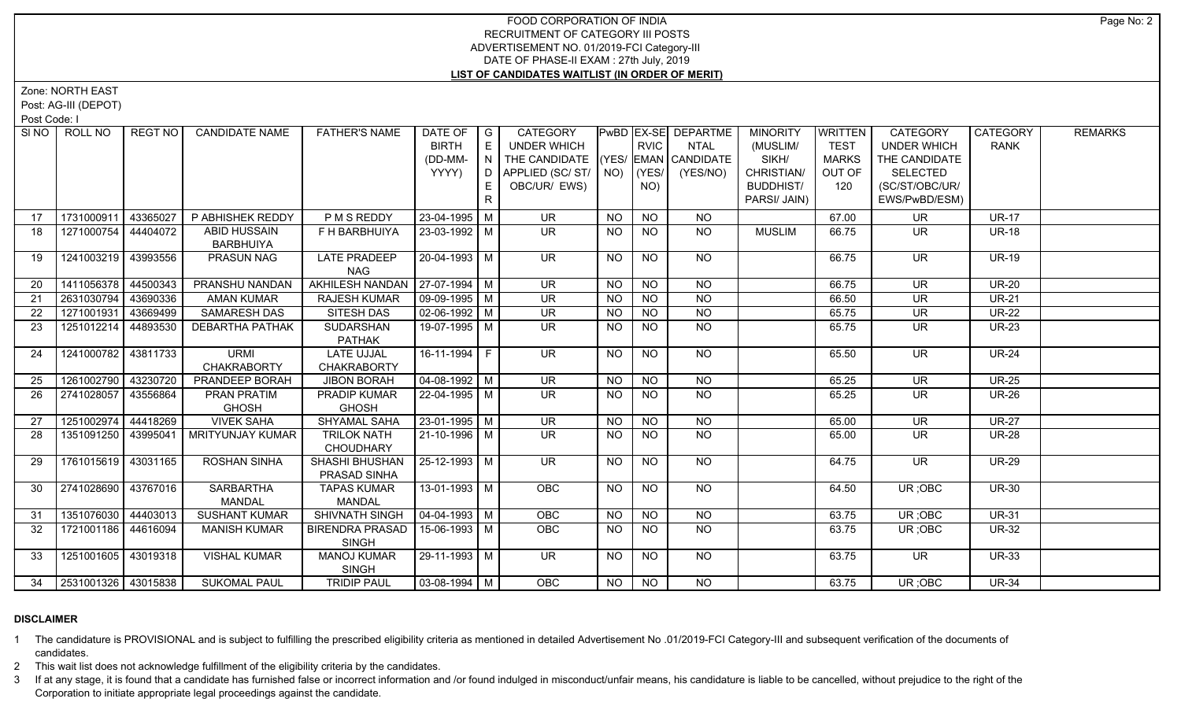FOOD CORPORATION OF INDIA
RECRUITMENT OF CATEGORY III POSTS
ADVERTISEMENT NO. 01/2019-FCI Category-III
DATE OF PHASE-II EXAM : 27th July, 2019
**LIST OF CANDIDATES WAITLIST (IN ORDER OF MERIT)**

Zone: NORTH EAST
Post: AG-III (DEPOT)
Post Code: I

| Sl NO | ROLL NO | REGT NO | CANDIDATE NAME | FATHER'S NAME | DATE OF BIRTH (DD-MM-YYYY) | GENDER | CATEGORY UNDER WHICH THE CANDIDATE APPLIED (SC/ ST/ OBC/UR/ EWS) | PwBD (YES/ NO) | EX-SERVICEMAN (YES/ NO) | DEPARTMENTAL CANDIDATE (YES/NO) | MINORITY (MUSLIM/ SIKH/ CHRISTIAN/ BUDDHIST/ PARSI/ JAIN) | WRITTEN TEST MARKS OUT OF 120 | CATEGORY UNDER WHICH THE CANDIDATE SELECTED (SC/ST/OBC/UR/ EWS/PwBD/ESM) | CATEGORY RANK | REMARKS |
|---|---|---|---|---|---|---|---|---|---|---|---|---|---|---|---|
| 17 | 1731000911 | 43365027 | P ABHISHEK REDDY | P M S REDDY | 23-04-1995 | M | UR | NO | NO | NO | | 67.00 | UR | UR-17 | |
| 18 | 1271000754 | 44404072 | ABID HUSSAIN BARBHUIYA | F H BARBHUIYA | 23-03-1992 | M | UR | NO | NO | NO | MUSLIM | 66.75 | UR | UR-18 | |
| 19 | 1241003219 | 43993556 | PRASUN NAG | LATE PRADEEP NAG | 20-04-1993 | M | UR | NO | NO | NO | | 66.75 | UR | UR-19 | |
| 20 | 1411056378 | 44500343 | PRANSHU NANDAN | AKHILESH NANDAN | 27-07-1994 | M | UR | NO | NO | NO | | 66.75 | UR | UR-20 | |
| 21 | 2631030794 | 43690336 | AMAN KUMAR | RAJESH KUMAR | 09-09-1995 | M | UR | NO | NO | NO | | 66.50 | UR | UR-21 | |
| 22 | 1271001931 | 43669499 | SAMARESH DAS | SITESH DAS | 02-06-1992 | M | UR | NO | NO | NO | | 65.75 | UR | UR-22 | |
| 23 | 1251012214 | 44893530 | DEBARTHA PATHAK | SUDARSHAN PATHAK | 19-07-1995 | M | UR | NO | NO | NO | | 65.75 | UR | UR-23 | |
| 24 | 1241000782 | 43811733 | URMI CHAKRABORTY | LATE UJJAL CHAKRABORTY | 16-11-1994 | F | UR | NO | NO | NO | | 65.50 | UR | UR-24 | |
| 25 | 1261002790 | 43230720 | PRANDEEP BORAH | JIBON BORAH | 04-08-1992 | M | UR | NO | NO | NO | | 65.25 | UR | UR-25 | |
| 26 | 2741028057 | 43556864 | PRAN PRATIM GHOSH | PRADIP KUMAR GHOSH | 22-04-1995 | M | UR | NO | NO | NO | | 65.25 | UR | UR-26 | |
| 27 | 1251002974 | 44418269 | VIVEK SAHA | SHYAMAL SAHA | 23-01-1995 | M | UR | NO | NO | NO | | 65.00 | UR | UR-27 | |
| 28 | 1351091250 | 43995041 | MRITYUNJAY KUMAR | TRILOK NATH CHOUDHARY | 21-10-1996 | M | UR | NO | NO | NO | | 65.00 | UR | UR-28 | |
| 29 | 1761015619 | 43031165 | ROSHAN SINHA | SHASHI BHUSHAN PRASAD SINHA | 25-12-1993 | M | UR | NO | NO | NO | | 64.75 | UR | UR-29 | |
| 30 | 2741028690 | 43767016 | SARBARTHA MANDAL | TAPAS KUMAR MANDAL | 13-01-1993 | M | OBC | NO | NO | NO | | 64.50 | UR ;OBC | UR-30 | |
| 31 | 1351076030 | 44403013 | SUSHANT KUMAR | SHIVNATH SINGH | 04-04-1993 | M | OBC | NO | NO | NO | | 63.75 | UR ;OBC | UR-31 | |
| 32 | 1721001186 | 44616094 | MANISH KUMAR | BIRENDRA PRASAD SINGH | 15-06-1993 | M | OBC | NO | NO | NO | | 63.75 | UR ;OBC | UR-32 | |
| 33 | 1251001605 | 43019318 | VISHAL KUMAR | MANOJ KUMAR SINGH | 29-11-1993 | M | UR | NO | NO | NO | | 63.75 | UR | UR-33 | |
| 34 | 2531001326 | 43015838 | SUKOMAL PAUL | TRIDIP PAUL | 03-08-1994 | M | OBC | NO | NO | NO | | 63.75 | UR ;OBC | UR-34 | |

## DISCLAIMER

1. The candidature is PROVISIONAL and is subject to fulfilling the prescribed eligibility criteria as mentioned in detailed Advertisement No .01/2019-FCI Category-III and subsequent verification of the documents of candidates.
2. This wait list does not acknowledge fulfillment of the eligibility criteria by the candidates.
3. If at any stage, it is found that a candidate has furnished false or incorrect information and /or found indulged in misconduct/unfair means, his candidature is liable to be cancelled, without prejudice to the right of the Corporation to initiate appropriate legal proceedings against the candidate.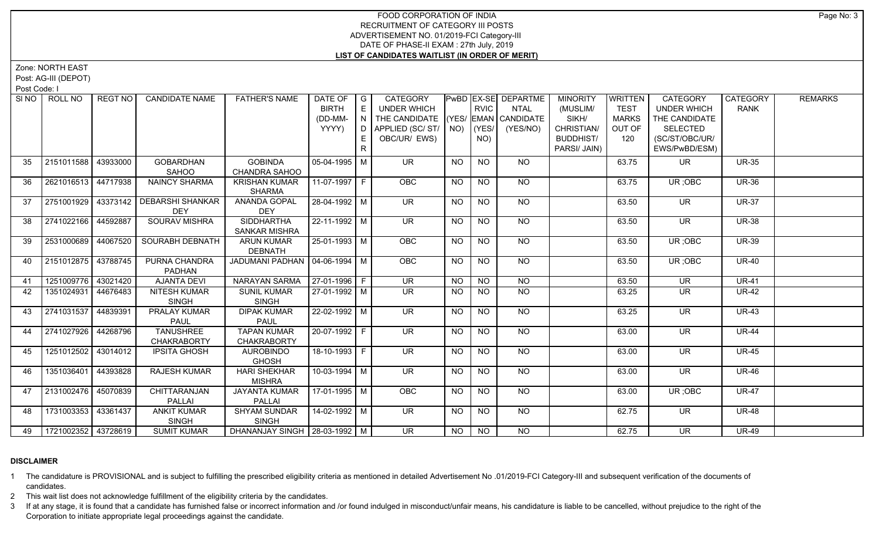# FOOD CORPORATION OF INDIA
## RECRUITMENT OF CATEGORY III POSTS
### ADVERTISEMENT NO. 01/2019-FCI Category-III
### DATE OF PHASE-II EXAM : 27th July, 2019
### LIST OF CANDIDATES WAITLIST (IN ORDER OF MERIT)

Zone: NORTH EAST
Post: AG-III (DEPOT)
Post Code: I

| Sl NO | ROLL NO | REGT NO | CANDIDATE NAME | FATHER'S NAME | DATE OF BIRTH (DD-MM-YYYY) | GENDER | CATEGORY UNDER WHICH THE CANDIDATE APPLIED (SC/ ST/ OBC/UR/ EWS) | PwBD (YES/ NO) | EX-SERVICEMAN (YES/ NO) | DEPARTMENTAL CANDIDATE (YES/NO) | MINORITY (MUSLIM/ SIKH/ CHRISTIAN/ BUDDHIST/ PARSI/ JAIN) | WRITTEN TEST MARKS OUT OF 120 | CATEGORY UNDER WHICH THE CANDIDATE SELECTED (SC/ST/OBC/UR/ EWS/PwBD/ESM) | CATEGORY RANK | REMARKS |
|---|---|---|---|---|---|---|---|---|---|---|---|---|---|---|---|
| 35 | 2151011588 | 43933000 | GOBARDHAN SAHOO | GOBINDA CHANDRA SAHOO | 05-04-1995 | M | UR | NO | NO | NO | | 63.75 | UR | UR-35 | |
| 36 | 2621016513 | 44717938 | NAINCY SHARMA | KRISHAN KUMAR SHARMA | 11-07-1997 | F | OBC | NO | NO | NO | | 63.75 | UR ;OBC | UR-36 | |
| 37 | 2751001929 | 43373142 | DEBARSHI SHANKAR DEY | ANANDA GOPAL DEY | 28-04-1992 | M | UR | NO | NO | NO | | 63.50 | UR | UR-37 | |
| 38 | 2741022166 | 44592887 | SOURAV MISHRA | SIDDHARTHA SANKAR MISHRA | 22-11-1992 | M | UR | NO | NO | NO | | 63.50 | UR | UR-38 | |
| 39 | 2531000689 | 44067520 | SOURABH DEBNATH | ARUN KUMAR DEBNATH | 25-01-1993 | M | OBC | NO | NO | NO | | 63.50 | UR ;OBC | UR-39 | |
| 40 | 2151012875 | 43788745 | PURNA CHANDRA PADHAN | JADUMANI PADHAN | 04-06-1994 | M | OBC | NO | NO | NO | | 63.50 | UR ;OBC | UR-40 | |
| 41 | 1251009776 | 43021420 | AJANTA DEVI | NARAYAN SARMA | 27-01-1996 | F | UR | NO | NO | NO | | 63.50 | UR | UR-41 | |
| 42 | 1351024931 | 44676483 | NITESH KUMAR SINGH | SUNIL KUMAR SINGH | 27-01-1992 | M | UR | NO | NO | NO | | 63.25 | UR | UR-42 | |
| 43 | 2741031537 | 44839391 | PRALAY KUMAR PAUL | DIPAK KUMAR PAUL | 22-02-1992 | M | UR | NO | NO | NO | | 63.25 | UR | UR-43 | |
| 44 | 2741027926 | 44268796 | TANUSHREE CHAKRABORTY | TAPAN KUMAR CHAKRABORTY | 20-07-1992 | F | UR | NO | NO | NO | | 63.00 | UR | UR-44 | |
| 45 | 1251012502 | 43014012 | IPSITA GHOSH | AUROBINDO GHOSH | 18-10-1993 | F | UR | NO | NO | NO | | 63.00 | UR | UR-45 | |
| 46 | 1351036401 | 44393828 | RAJESH KUMAR | HARI SHEKHAR MISHRA | 10-03-1994 | M | UR | NO | NO | NO | | 63.00 | UR | UR-46 | |
| 47 | 2131002476 | 45070839 | CHITTARANJAN PALLAI | JAYANTA KUMAR PALLAI | 17-01-1995 | M | OBC | NO | NO | NO | | 63.00 | UR ;OBC | UR-47 | |
| 48 | 1731003353 | 43361437 | ANKIT KUMAR SINGH | SHYAM SUNDAR SINGH | 14-02-1992 | M | UR | NO | NO | NO | | 62.75 | UR | UR-48 | |
| 49 | 1721002352 | 43728619 | SUMIT KUMAR | DHANANJAY SINGH | 28-03-1992 | M | UR | NO | NO | NO | | 62.75 | UR | UR-49 | |

**DISCLAIMER**

1 The candidature is PROVISIONAL and is subject to fulfilling the prescribed eligibility criteria as mentioned in detailed Advertisement No .01/2019-FCI Category-III and subsequent verification of the documents of candidates.

2 This wait list does not acknowledge fulfillment of the eligibility criteria by the candidates.

3 If at any stage, it is found that a candidate has furnished false or incorrect information and /or found indulged in misconduct/unfair means, his candidature is liable to be cancelled, without prejudice to the right of the Corporation to initiate appropriate legal proceedings against the candidate.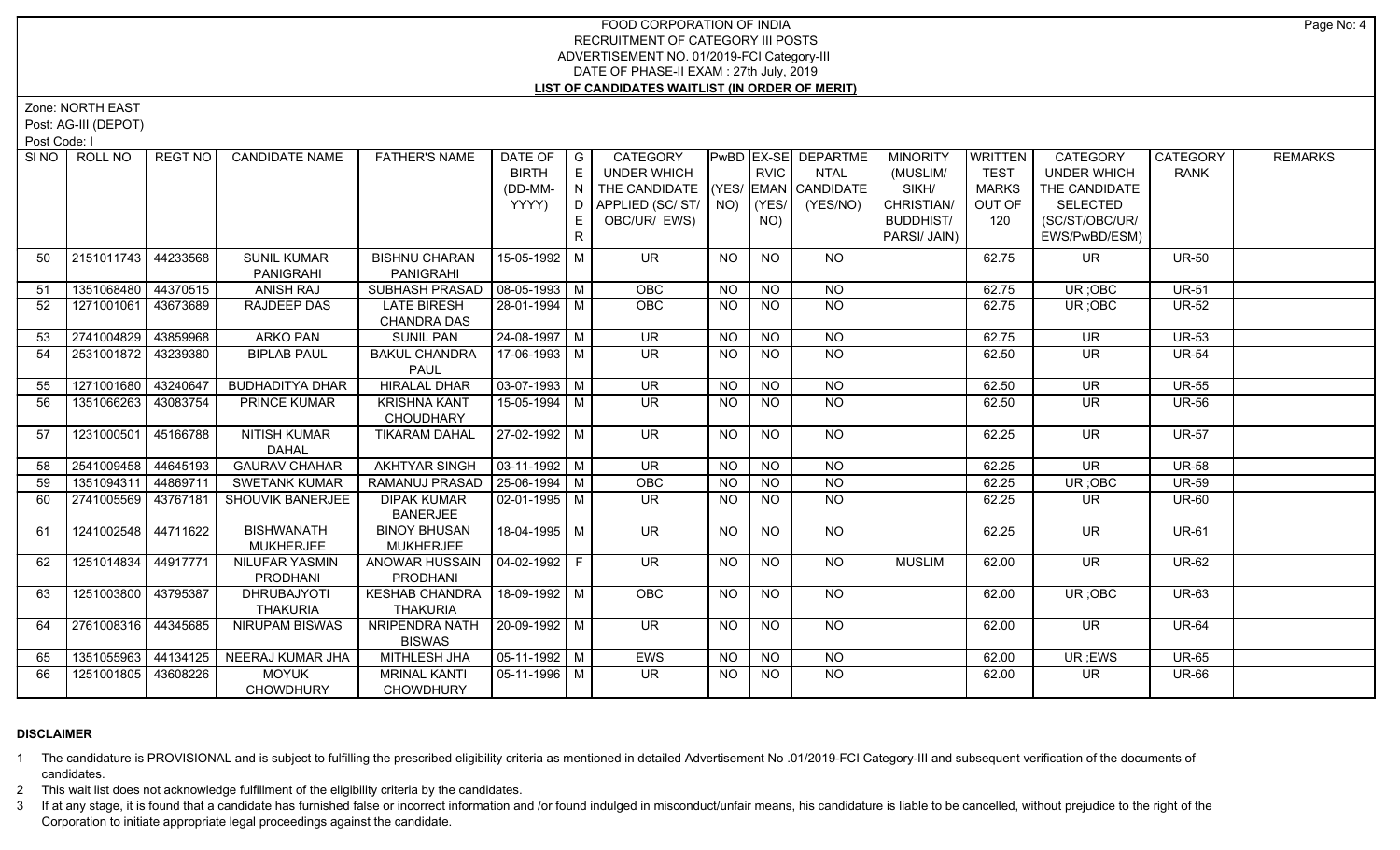# FOOD CORPORATION OF INDIA
## RECRUITMENT OF CATEGORY III POSTS
## ADVERTISEMENT NO. 01/2019-FCI Category-III
## DATE OF PHASE-II EXAM : 27th July, 2019
## LIST OF CANDIDATES WAITLIST (IN ORDER OF MERIT)

Zone: NORTH EAST

Post: AG-III (DEPOT)

Post Code: I

| SI NO | ROLL NO | REGT NO | CANDIDATE NAME | FATHER'S NAME | DATE OF BIRTH (DD-MM-YYYY) | GENDER | CATEGORY UNDER WHICH THE CANDIDATE APPLIED (SC/ ST/ OBC/UR/ EWS) | PwBD (YES/ NO) | EX-SERVICEMAN (YES/ NO) | DEPARTMENTAL CANDIDATE (YES/NO) | MINORITY (MUSLIM/ SIKH/ CHRISTIAN/ BUDDHIST/ PARSI/ JAIN) | WRITTEN TEST MARKS OUT OF 120 | CATEGORY UNDER WHICH THE CANDIDATE SELECTED (SC/ST/OBC/UR/ EWS/PwBD/ESM) | CATEGORY RANK | REMARKS |
|---|---|---|---|---|---|---|---|---|---|---|---|---|---|---|---|
| 50 | 2151011743 | 44233568 | SUNIL KUMAR PANIGRAHI | BISHNU CHARAN PANIGRAHI | 15-05-1992 | M | UR | NO | NO | NO | | 62.75 | UR | UR-50 | |
| 51 | 1351068480 | 44370515 | ANISH RAJ | SUBHASH PRASAD | 08-05-1993 | M | OBC | NO | NO | NO | | 62.75 | UR ;OBC | UR-51 | |
| 52 | 1271001061 | 43673689 | RAJDEEP DAS | LATE BIRESH CHANDRA DAS | 28-01-1994 | M | OBC | NO | NO | NO | | 62.75 | UR ;OBC | UR-52 | |
| 53 | 2741004829 | 43859968 | ARKO PAN | SUNIL PAN | 24-08-1997 | M | UR | NO | NO | NO | | 62.75 | UR | UR-53 | |
| 54 | 2531001872 | 43239380 | BIPLAB PAUL | BAKUL CHANDRA PAUL | 17-06-1993 | M | UR | NO | NO | NO | | 62.50 | UR | UR-54 | |
| 55 | 1271001680 | 43240647 | BUDHADITYA DHAR | HIRALAL DHAR | 03-07-1993 | M | UR | NO | NO | NO | | 62.50 | UR | UR-55 | |
| 56 | 1351066263 | 43083754 | PRINCE KUMAR | KRISHNA KANT CHOUDHARY | 15-05-1994 | M | UR | NO | NO | NO | | 62.50 | UR | UR-56 | |
| 57 | 1231000501 | 45166788 | NITISH KUMAR DAHAL | TIKARAM DAHAL | 27-02-1992 | M | UR | NO | NO | NO | | 62.25 | UR | UR-57 | |
| 58 | 2541009458 | 44645193 | GAURAV CHAHAR | AKHTYAR SINGH | 03-11-1992 | M | UR | NO | NO | NO | | 62.25 | UR | UR-58 | |
| 59 | 1351094311 | 44869711 | SWETANK KUMAR | RAMANUJ PRASAD | 25-06-1994 | M | OBC | NO | NO | NO | | 62.25 | UR ;OBC | UR-59 | |
| 60 | 2741005569 | 43767181 | SHOUVIK BANERJEE | DIPAK KUMAR BANERJEE | 02-01-1995 | M | UR | NO | NO | NO | | 62.25 | UR | UR-60 | |
| 61 | 1241002548 | 44711622 | BISHWANATH MUKHERJEE | BINOY BHUSAN MUKHERJEE | 18-04-1995 | M | UR | NO | NO | NO | | 62.25 | UR | UR-61 | |
| 62 | 1251014834 | 44917771 | NILUFAR YASMIN PRODHANI | ANOWAR HUSSAIN PRODHANI | 04-02-1992 | F | UR | NO | NO | NO | MUSLIM | 62.00 | UR | UR-62 | |
| 63 | 1251003800 | 43795387 | DHRUBAJYOTI THAKURIA | KESHAB CHANDRA THAKURIA | 18-09-1992 | M | OBC | NO | NO | NO | | 62.00 | UR ;OBC | UR-63 | |
| 64 | 2761008316 | 44345685 | NIRUPAM BISWAS | NRIPENDRA NATH BISWAS | 20-09-1992 | M | UR | NO | NO | NO | | 62.00 | UR | UR-64 | |
| 65 | 1351055963 | 44134125 | NEERAJ KUMAR JHA | MITHLESH JHA | 05-11-1992 | M | EWS | NO | NO | NO | | 62.00 | UR ;EWS | UR-65 | |
| 66 | 1251001805 | 43608226 | MOYUK CHOWDHURY | MRINAL KANTI CHOWDHURY | 05-11-1996 | M | UR | NO | NO | NO | | 62.00 | UR | UR-66 | |

### DISCLAIMER

1. The candidature is PROVISIONAL and is subject to fulfilling the prescribed eligibility criteria as mentioned in detailed Advertisement No .01/2019-FCI Category-III and subsequent verification of the documents of candidates.
2. This wait list does not acknowledge fulfillment of the eligibility criteria by the candidates.
3. If at any stage, it is found that a candidate has furnished false or incorrect information and /or found indulged in misconduct/unfair means, his candidature is liable to be cancelled, without prejudice to the right of the Corporation to initiate appropriate legal proceedings against the candidate.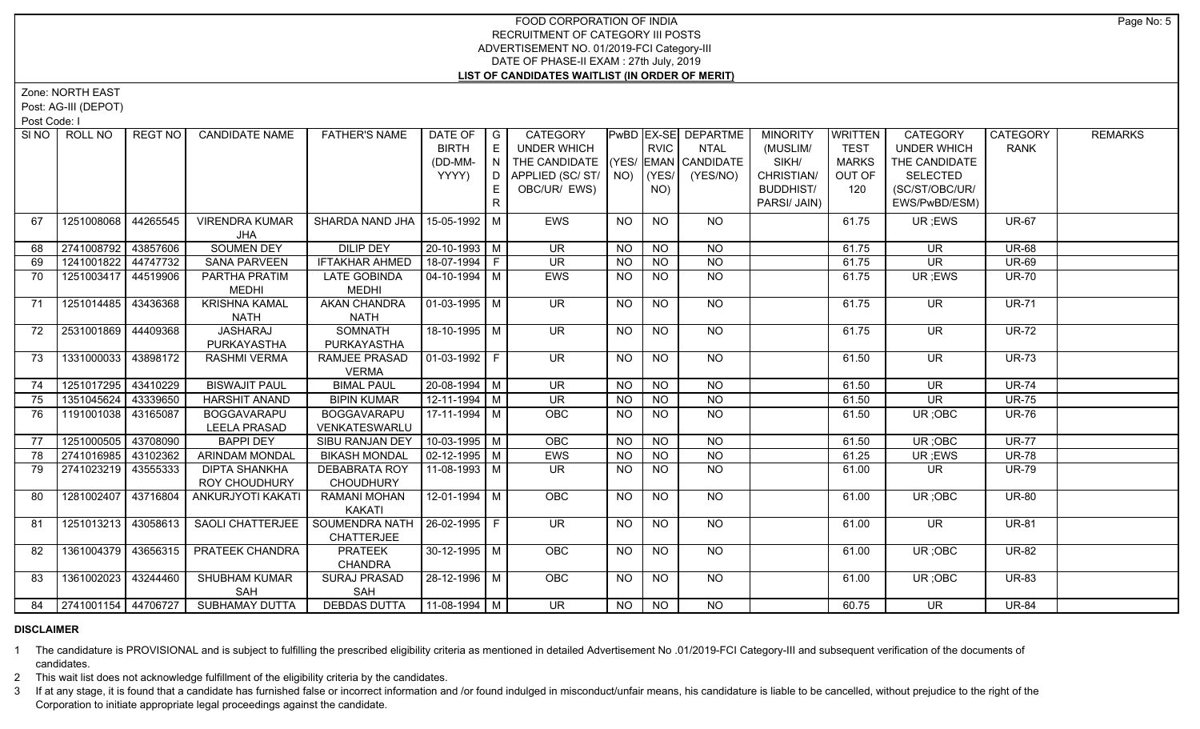# FOOD CORPORATION OF INDIA
## RECRUITMENT OF CATEGORY III POSTS
### ADVERTISEMENT NO. 01/2019-FCI Category-III
### DATE OF PHASE-II EXAM : 27th July, 2019
### LIST OF CANDIDATES WAITLIST (IN ORDER OF MERIT)

Zone: NORTH EAST

Post: AG-III (DEPOT)

Post Code: I

| Sl NO | ROLL NO | REGT NO | CANDIDATE NAME | FATHER'S NAME | DATE OF BIRTH (DD-MM-YYYY) | GENDER | CATEGORY UNDER WHICH THE CANDIDATE APPLIED (SC/ ST/ OBC/UR/ EWS) | PwBD (YES/ NO) | EX-SERVICEMAN (YES/ NO) | DEPARTMENTAL CANDIDATE (YES/NO) | MINORITY (MUSLIM/ SIKH/ CHRISTIAN/ BUDDHIST/ PARSI/ JAIN) | WRITTEN TEST MARKS OUT OF 120 | CATEGORY UNDER WHICH THE CANDIDATE SELECTED (SC/ST/OBC/UR/ EWS/PwBD/ESM) | CATEGORY RANK | REMARKS |
|---|---|---|---|---|---|---|---|---|---|---|---|---|---|---|---|
| 67 | 1251008068 | 44265545 | VIRENDRA KUMAR JHA | SHARDA NAND JHA | 15-05-1992 | M | EWS | NO | NO | NO | | 61.75 | UR ;EWS | UR-67 | |
| 68 | 2741008792 | 43857606 | SOUMEN DEY | DILIP DEY | 20-10-1993 | M | UR | NO | NO | NO | | 61.75 | UR | UR-68 | |
| 69 | 1241001822 | 44747732 | SANA PARVEEN | IFTAKHAR AHMED | 18-07-1994 | F | UR | NO | NO | NO | | 61.75 | UR | UR-69 | |
| 70 | 1251003417 | 44519906 | PARTHA PRATIM MEDHI | LATE GOBINDA MEDHI | 04-10-1994 | M | EWS | NO | NO | NO | | 61.75 | UR ;EWS | UR-70 | |
| 71 | 1251014485 | 43436368 | KRISHNA KAMAL NATH | AKAN CHANDRA NATH | 01-03-1995 | M | UR | NO | NO | NO | | 61.75 | UR | UR-71 | |
| 72 | 2531001869 | 44409368 | JASHARAJ PURKAYASTHA | SOMNATH PURKAYASTHA | 18-10-1995 | M | UR | NO | NO | NO | | 61.75 | UR | UR-72 | |
| 73 | 1331000033 | 43898172 | RASHMI VERMA | RAMJEE PRASAD VERMA | 01-03-1992 | F | UR | NO | NO | NO | | 61.50 | UR | UR-73 | |
| 74 | 1251017295 | 43410229 | BISWAJIT PAUL | BIMAL PAUL | 20-08-1994 | M | UR | NO | NO | NO | | 61.50 | UR | UR-74 | |
| 75 | 1351045624 | 43339650 | HARSHIT ANAND | BIPIN KUMAR | 12-11-1994 | M | UR | NO | NO | NO | | 61.50 | UR | UR-75 | |
| 76 | 1191001038 | 43165087 | BOGGAVARAPU LEELA PRASAD | BOGGAVARAPU VENKATESWARLU | 17-11-1994 | M | OBC | NO | NO | NO | | 61.50 | UR ;OBC | UR-76 | |
| 77 | 1251000505 | 43708090 | BAPPI DEY | SIBU RANJAN DEY | 10-03-1995 | M | OBC | NO | NO | NO | | 61.50 | UR ;OBC | UR-77 | |
| 78 | 2741016985 | 43102362 | ARINDAM MONDAL | BIKASH MONDAL | 02-12-1995 | M | EWS | NO | NO | NO | | 61.25 | UR ;EWS | UR-78 | |
| 79 | 2741023219 | 43555333 | DIPTA SHANKHA ROY CHOUDHURY | DEBABRATA ROY CHOUDHURY | 11-08-1993 | M | UR | NO | NO | NO | | 61.00 | UR | UR-79 | |
| 80 | 1281002407 | 43716804 | ANKURJYOTI KAKATI | RAMANI MOHAN KAKATI | 12-01-1994 | M | OBC | NO | NO | NO | | 61.00 | UR ;OBC | UR-80 | |
| 81 | 1251013213 | 43058613 | SAOLI CHATTERJEE | SOUMENDRA NATH CHATTERJEE | 26-02-1995 | F | UR | NO | NO | NO | | 61.00 | UR | UR-81 | |
| 82 | 1361004379 | 43656315 | PRATEEK CHANDRA | PRATEEK CHANDRA | 30-12-1995 | M | OBC | NO | NO | NO | | 61.00 | UR ;OBC | UR-82 | |
| 83 | 1361002023 | 43244460 | SHUBHAM KUMAR SAH | SURAJ PRASAD SAH | 28-12-1996 | M | OBC | NO | NO | NO | | 61.00 | UR ;OBC | UR-83 | |
| 84 | 2741001154 | 44706727 | SUBHAMAY DUTTA | DEBDAS DUTTA | 11-08-1994 | M | UR | NO | NO | NO | | 60.75 | UR | UR-84 | |

**DISCLAIMER**

1 The candidature is PROVISIONAL and is subject to fulfilling the prescribed eligibility criteria as mentioned in detailed Advertisement No .01/2019-FCI Category-III and subsequent verification of the documents of candidates.

2 This wait list does not acknowledge fulfillment of the eligibility criteria by the candidates.

3 If at any stage, it is found that a candidate has furnished false or incorrect information and /or found indulged in misconduct/unfair means, his candidature is liable to be cancelled, without prejudice to the right of the Corporation to initiate appropriate legal proceedings against the candidate.